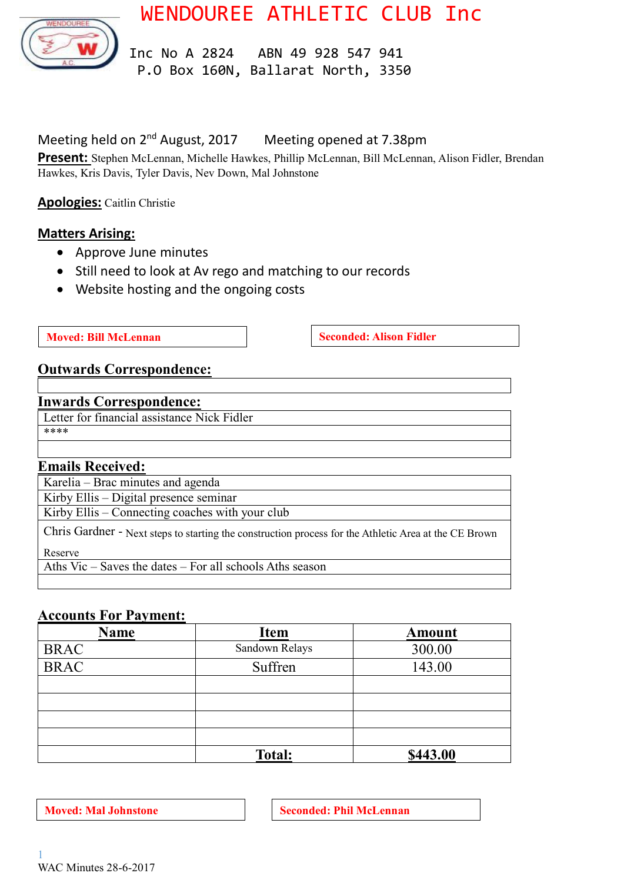# WENDOUREE ATHLETIC CLUB Inc

Inc No A 2824 ABN 49 928 547 941
P.O Box 160N, Ballarat North, 3350

Meeting held on 2nd August, 2017 Meeting opened at 7.38pm

**Present:** Stephen McLennan, Michelle Hawkes, Phillip McLennan, Bill McLennan, Alison Fidler, Brendan Hawkes, Kris Davis, Tyler Davis, Nev Down, Mal Johnstone

**Apologies:** Caitlin Christie

## Matters Arising:

- Approve June minutes
- Still need to look at Av rego and matching to our records
- Website hosting and the ongoing costs

| Moved: Bill McLennan | Seconded: Alison Fidler |
|---|---|

## Outwards Correspondence:

| |
|---|

## Inwards Correspondence:

| Letter for financial assistance Nick Fidler |
|---|
| **** |
| |

## Emails Received:

| Karelia – Brac minutes and agenda |
|---|
| Kirby Ellis – Digital presence seminar |
| Kirby Ellis – Connecting coaches with your club |
| Chris Gardner - Next steps to starting the construction process for the Athletic Area at the CE Brown Reserve |
| Aths Vic – Saves the dates – For all schools Aths season |
| |

## Accounts For Payment:

| Name | Item | Amount |
|---|---|---|
| BRAC | Sandown Relays | 300.00 |
| BRAC | Suffren | 143.00 |
| | | |
| | | |
| | | |
| | | |
| | **Total:** | **$443.00** |

| Moved: Mal Johnstone | Seconded: Phil McLennan |
|---|---|

WAC Minutes 28-6-2017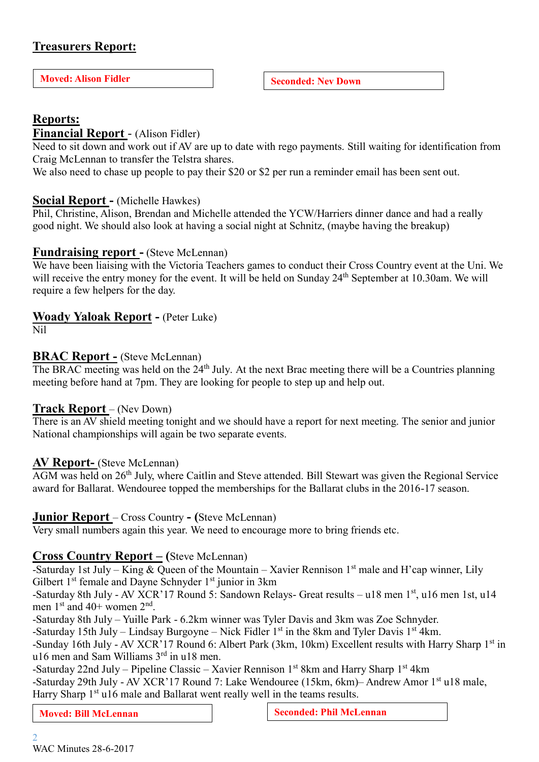## Treasurers Report:

**Moved: Alison Fidler**

**Seconded: Nev Down**

## Reports:

**Financial Report** - (Alison Fidler)

Need to sit down and work out if AV are up to date with rego payments. Still waiting for identification from Craig McLennan to transfer the Telstra shares.
We also need to chase up people to pay their $20 or $2 per run a reminder email has been sent out.

**Social Report -** (Michelle Hawkes)

Phil, Christine, Alison, Brendan and Michelle attended the YCW/Harriers dinner dance and had a really good night. We should also look at having a social night at Schnitz, (maybe having the breakup)

**Fundraising report -** (Steve McLennan)

We have been liaising with the Victoria Teachers games to conduct their Cross Country event at the Uni. We will receive the entry money for the event. It will be held on Sunday 24th September at 10.30am. We will require a few helpers for the day.

**Woady Yaloak Report -** (Peter Luke)

Nil

**BRAC Report -** (Steve McLennan)

The BRAC meeting was held on the 24th July. At the next Brac meeting there will be a Countries planning meeting before hand at 7pm. They are looking for people to step up and help out.

**Track Report** – (Nev Down)

There is an AV shield meeting tonight and we should have a report for next meeting. The senior and junior National championships will again be two separate events.

**AV Report-** (Steve McLennan)

AGM was held on 26th July, where Caitlin and Steve attended. Bill Stewart was given the Regional Service award for Ballarat. Wendouree topped the memberships for the Ballarat clubs in the 2016-17 season.

**Junior Report** – Cross Country **- (**Steve McLennan)

Very small numbers again this year. We need to encourage more to bring friends etc.

**Cross Country Report – (**Steve McLennan)

-Saturday 1st July – King & Queen of the Mountain – Xavier Rennison 1st male and H'cap winner, Lily Gilbert 1st female and Dayne Schnyder 1st junior in 3km
-Saturday 8th July - AV XCR'17 Round 5: Sandown Relays- Great results – u18 men 1st, u16 men 1st, u14 men 1st and 40+ women 2nd.
-Saturday 8th July – Yuille Park - 6.2km winner was Tyler Davis and 3km was Zoe Schnyder.
-Saturday 15th July – Lindsay Burgoyne – Nick Fidler 1st in the 8km and Tyler Davis 1st 4km.
-Sunday 16th July - AV XCR'17 Round 6: Albert Park (3km, 10km) Excellent results with Harry Sharp 1st in u16 men and Sam Williams 3rd in u18 men.
-Saturday 22nd July – Pipeline Classic – Xavier Rennison 1st 8km and Harry Sharp 1st 4km
-Saturday 29th July - AV XCR'17 Round 7: Lake Wendouree (15km, 6km)– Andrew Amor 1st u18 male, Harry Sharp 1st u16 male and Ballarat went really well in the teams results.

**Moved: Bill McLennan**

**Seconded: Phil McLennan**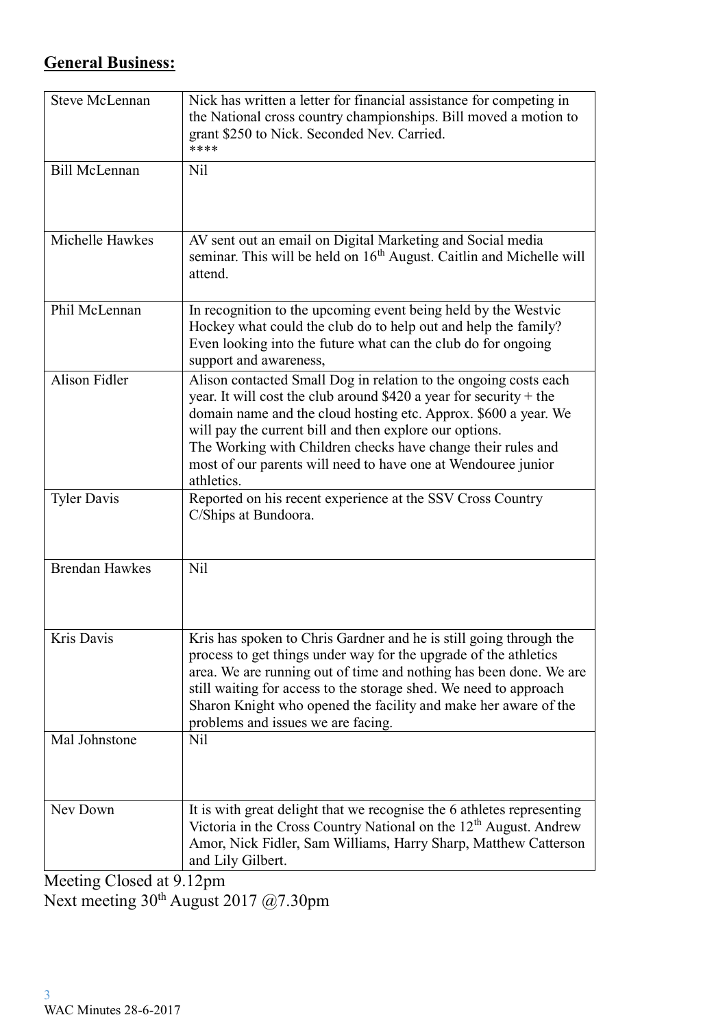## **General Business:**

| | |
|---|---|
| Steve McLennan | Nick has written a letter for financial assistance for competing in the National cross country championships. Bill moved a motion to grant $250 to Nick. Seconded Nev. Carried. **** |
| Bill McLennan | Nil |
| Michelle Hawkes | AV sent out an email on Digital Marketing and Social media seminar. This will be held on 16th August. Caitlin and Michelle will attend. |
| Phil McLennan | In recognition to the upcoming event being held by the Westvic Hockey what could the club do to help out and help the family? Even looking into the future what can the club do for ongoing support and awareness, |
| Alison Fidler | Alison contacted Small Dog in relation to the ongoing costs each year. It will cost the club around $420 a year for security + the domain name and the cloud hosting etc. Approx. $600 a year. We will pay the current bill and then explore our options. The Working with Children checks have change their rules and most of our parents will need to have one at Wendouree junior athletics. |
| Tyler Davis | Reported on his recent experience at the SSV Cross Country C/Ships at Bundoora. |
| Brendan Hawkes | Nil |
| Kris Davis | Kris has spoken to Chris Gardner and he is still going through the process to get things under way for the upgrade of the athletics area. We are running out of time and nothing has been done. We are still waiting for access to the storage shed. We need to approach Sharon Knight who opened the facility and make her aware of the problems and issues we are facing. |
| Mal Johnstone | Nil |
| Nev Down | It is with great delight that we recognise the 6 athletes representing Victoria in the Cross Country National on the 12th August. Andrew Amor, Nick Fidler, Sam Williams, Harry Sharp, Matthew Catterson and Lily Gilbert. |

Meeting Closed at 9.12pm

Next meeting 30th August 2017 @7.30pm